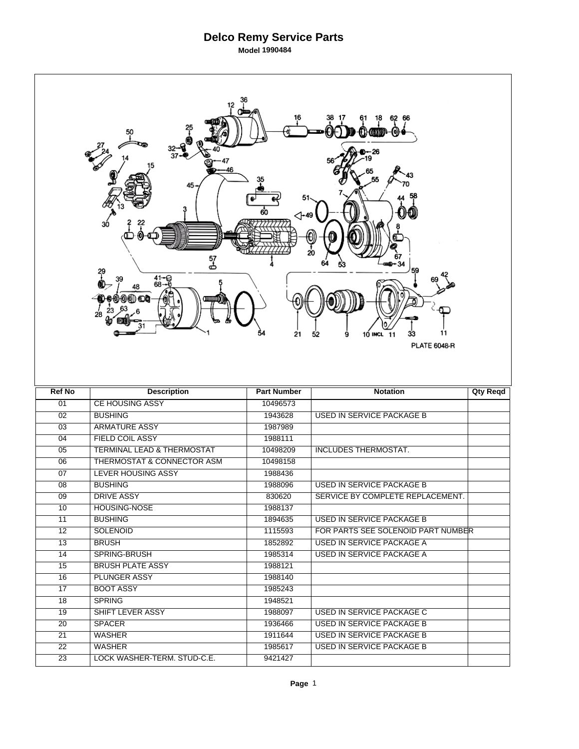# Delco Remy Service Parts

**Model 1990484**

| Ref No | Description | Part Number | Notation | Qty Reqd |
|---|---|---|---|---|
| 01 | CE HOUSING ASSY | 10496573 | | |
| 02 | BUSHING | 1943628 | USED IN SERVICE PACKAGE B | |
| 03 | ARMATURE ASSY | 1987989 | | |
| 04 | FIELD COIL ASSY | 1988111 | | |
| 05 | TERMINAL LEAD & THERMOSTAT | 10498209 | INCLUDES THERMOSTAT. | |
| 06 | THERMOSTAT & CONNECTOR ASM | 10498158 | | |
| 07 | LEVER HOUSING ASSY | 1988436 | | |
| 08 | BUSHING | 1988096 | USED IN SERVICE PACKAGE B | |
| 09 | DRIVE ASSY | 830620 | SERVICE BY COMPLETE REPLACEMENT. | |
| 10 | HOUSING-NOSE | 1988137 | | |
| 11 | BUSHING | 1894635 | USED IN SERVICE PACKAGE B | |
| 12 | SOLENOID | 1115593 | FOR PARTS SEE SOLENOID PART NUMBER | |
| 13 | BRUSH | 1852892 | USED IN SERVICE PACKAGE A | |
| 14 | SPRING-BRUSH | 1985314 | USED IN SERVICE PACKAGE A | |
| 15 | BRUSH PLATE ASSY | 1988121 | | |
| 16 | PLUNGER ASSY | 1988140 | | |
| 17 | BOOT ASSY | 1985243 | | |
| 18 | SPRING | 1948521 | | |
| 19 | SHIFT LEVER ASSY | 1988097 | USED IN SERVICE PACKAGE C | |
| 20 | SPACER | 1936466 | USED IN SERVICE PACKAGE B | |
| 21 | WASHER | 1911644 | USED IN SERVICE PACKAGE B | |
| 22 | WASHER | 1985617 | USED IN SERVICE PACKAGE B | |
| 23 | LOCK WASHER-TERM. STUD-C.E. | 9421427 | | |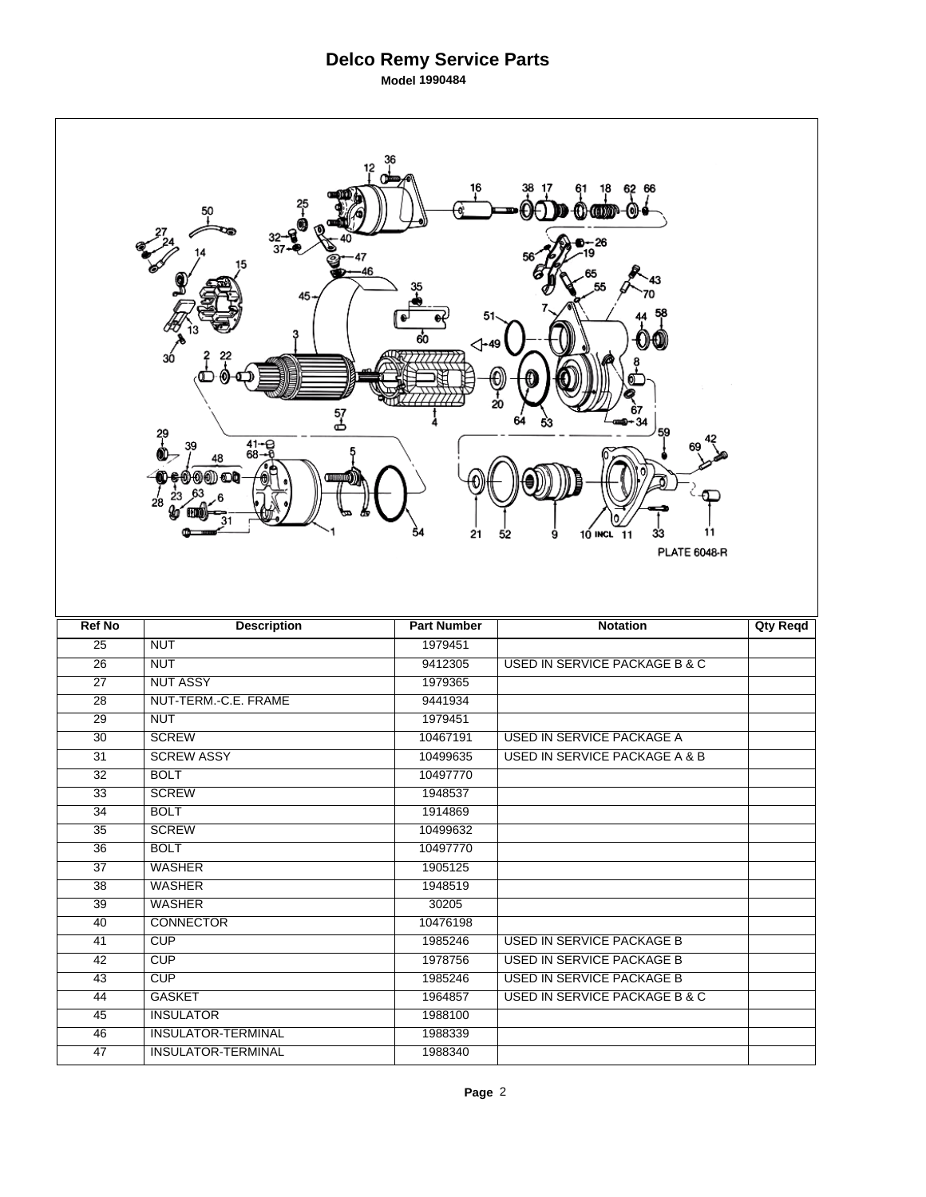# Delco Remy Service Parts

**Model 1990484**

PLATE 6048-R

| Ref No | Description | Part Number | Notation | Qty Reqd |
|---|---|---|---|---|
| 25 | NUT | 1979451 | | |
| 26 | NUT | 9412305 | USED IN SERVICE PACKAGE B & C | |
| 27 | NUT ASSY | 1979365 | | |
| 28 | NUT-TERM.-C.E. FRAME | 9441934 | | |
| 29 | NUT | 1979451 | | |
| 30 | SCREW | 10467191 | USED IN SERVICE PACKAGE A | |
| 31 | SCREW ASSY | 10499635 | USED IN SERVICE PACKAGE A & B | |
| 32 | BOLT | 10497770 | | |
| 33 | SCREW | 1948537 | | |
| 34 | BOLT | 1914869 | | |
| 35 | SCREW | 10499632 | | |
| 36 | BOLT | 10497770 | | |
| 37 | WASHER | 1905125 | | |
| 38 | WASHER | 1948519 | | |
| 39 | WASHER | 30205 | | |
| 40 | CONNECTOR | 10476198 | | |
| 41 | CUP | 1985246 | USED IN SERVICE PACKAGE B | |
| 42 | CUP | 1978756 | USED IN SERVICE PACKAGE B | |
| 43 | CUP | 1985246 | USED IN SERVICE PACKAGE B | |
| 44 | GASKET | 1964857 | USED IN SERVICE PACKAGE B & C | |
| 45 | INSULATOR | 1988100 | | |
| 46 | INSULATOR-TERMINAL | 1988339 | | |
| 47 | INSULATOR-TERMINAL | 1988340 | | |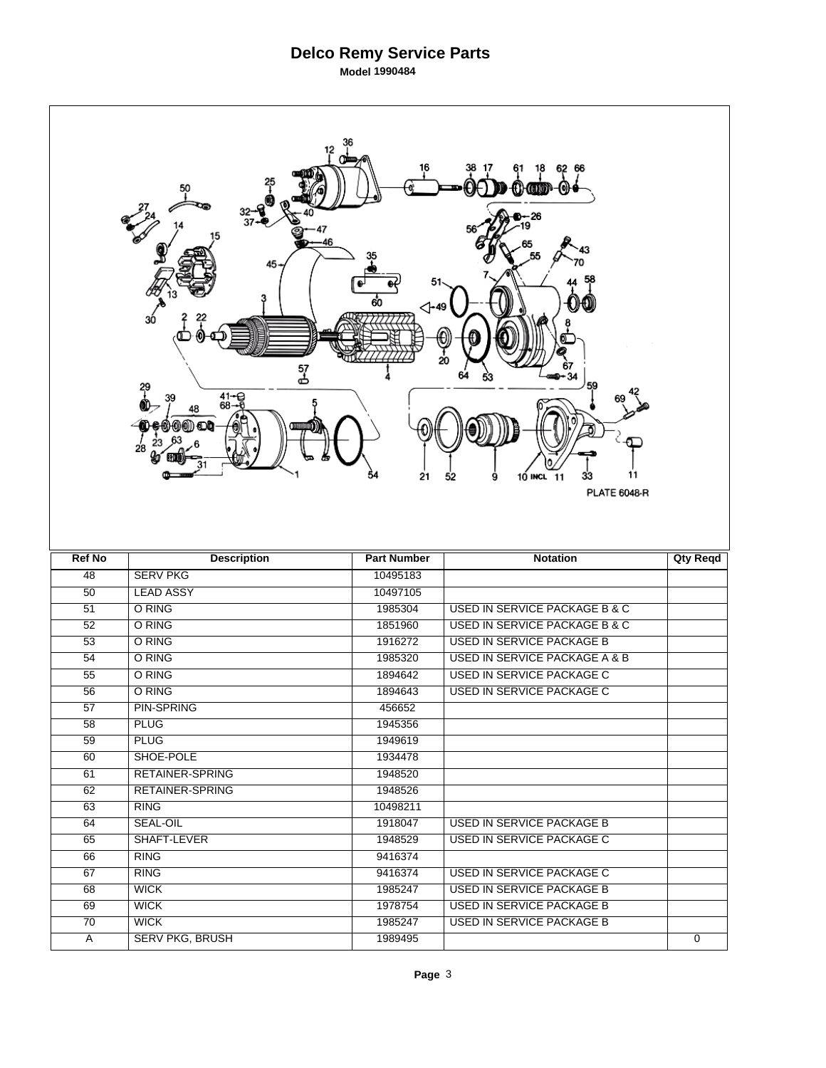# Delco Remy Service Parts

**Model 1990484**

PLATE 6048-R

| Ref No | Description | Part Number | Notation | Qty Reqd |
|---|---|---|---|---|
| 48 | SERV PKG | 10495183 | | |
| 50 | LEAD ASSY | 10497105 | | |
| 51 | O RING | 1985304 | USED IN SERVICE PACKAGE B & C | |
| 52 | O RING | 1851960 | USED IN SERVICE PACKAGE B & C | |
| 53 | O RING | 1916272 | USED IN SERVICE PACKAGE B | |
| 54 | O RING | 1985320 | USED IN SERVICE PACKAGE A & B | |
| 55 | O RING | 1894642 | USED IN SERVICE PACKAGE C | |
| 56 | O RING | 1894643 | USED IN SERVICE PACKAGE C | |
| 57 | PIN-SPRING | 456652 | | |
| 58 | PLUG | 1945356 | | |
| 59 | PLUG | 1949619 | | |
| 60 | SHOE-POLE | 1934478 | | |
| 61 | RETAINER-SPRING | 1948520 | | |
| 62 | RETAINER-SPRING | 1948526 | | |
| 63 | RING | 10498211 | | |
| 64 | SEAL-OIL | 1918047 | USED IN SERVICE PACKAGE B | |
| 65 | SHAFT-LEVER | 1948529 | USED IN SERVICE PACKAGE C | |
| 66 | RING | 9416374 | | |
| 67 | RING | 9416374 | USED IN SERVICE PACKAGE C | |
| 68 | WICK | 1985247 | USED IN SERVICE PACKAGE B | |
| 69 | WICK | 1978754 | USED IN SERVICE PACKAGE B | |
| 70 | WICK | 1985247 | USED IN SERVICE PACKAGE B | |
| A | SERV PKG, BRUSH | 1989495 | | 0 |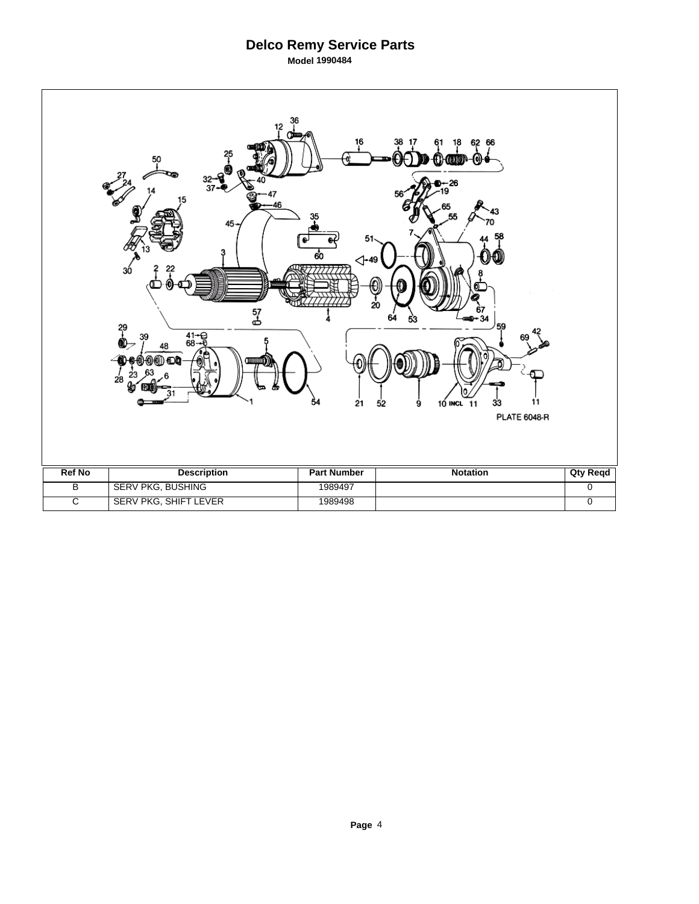# Delco Remy Service Parts

**Model 1990484**

12 36 16 38 17 61 18 62 66 50 25 27 24 32 37 40 26 14 56 19 47 15 46 65 43 35 55 70 45 7 58 44 51 49 60 3 8 2 22 20 67 34 57 4 64 53 29 59 41 68 39 69 42 48 5 23 63 6 28 31 1 54 21 52 9 10 INCL 11 33 11

PLATE 6048-R

| Ref No | Description | Part Number | Notation | Qty Reqd |
|---|---|---|---|---|
| B | SERV PKG, BUSHING | 1989497 | | 0 |
| C | SERV PKG, SHIFT LEVER | 1989498 | | 0 |